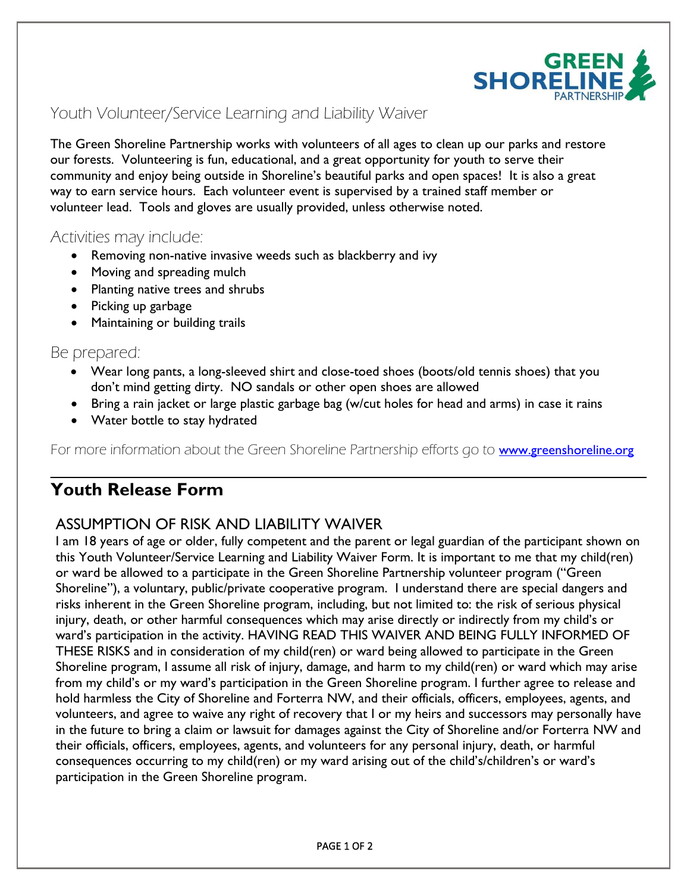GREEN SHORELINE PARTNERSHIP

# Youth Volunteer/Service Learning and Liability Waiver

The Green Shoreline Partnership works with volunteers of all ages to clean up our parks and restore our forests. Volunteering is fun, educational, and a great opportunity for youth to serve their community and enjoy being outside in Shoreline's beautiful parks and open spaces! It is also a great way to earn service hours. Each volunteer event is supervised by a trained staff member or volunteer lead. Tools and gloves are usually provided, unless otherwise noted.

## Activities may include:

- Removing non-native invasive weeds such as blackberry and ivy
- Moving and spreading mulch
- Planting native trees and shrubs
- Picking up garbage
- Maintaining or building trails

## Be prepared:

- Wear long pants, a long-sleeved shirt and close-toed shoes (boots/old tennis shoes) that you don't mind getting dirty. NO sandals or other open shoes are allowed
- Bring a rain jacket or large plastic garbage bag (w/cut holes for head and arms) in case it rains
- Water bottle to stay hydrated

For more information about the Green Shoreline Partnership efforts go to www.greenshoreline.org

---

# Youth Release Form

## ASSUMPTION OF RISK AND LIABILITY WAIVER

I am 18 years of age or older, fully competent and the parent or legal guardian of the participant shown on this Youth Volunteer/Service Learning and Liability Waiver Form. It is important to me that my child(ren) or ward be allowed to a participate in the Green Shoreline Partnership volunteer program ("Green Shoreline"), a voluntary, public/private cooperative program. I understand there are special dangers and risks inherent in the Green Shoreline program, including, but not limited to: the risk of serious physical injury, death, or other harmful consequences which may arise directly or indirectly from my child's or ward's participation in the activity. HAVING READ THIS WAIVER AND BEING FULLY INFORMED OF THESE RISKS and in consideration of my child(ren) or ward being allowed to participate in the Green Shoreline program, I assume all risk of injury, damage, and harm to my child(ren) or ward which may arise from my child's or my ward's participation in the Green Shoreline program. I further agree to release and hold harmless the City of Shoreline and Forterra NW, and their officials, officers, employees, agents, and volunteers, and agree to waive any right of recovery that I or my heirs and successors may personally have in the future to bring a claim or lawsuit for damages against the City of Shoreline and/or Forterra NW and their officials, officers, employees, agents, and volunteers for any personal injury, death, or harmful consequences occurring to my child(ren) or my ward arising out of the child's/children's or ward's participation in the Green Shoreline program.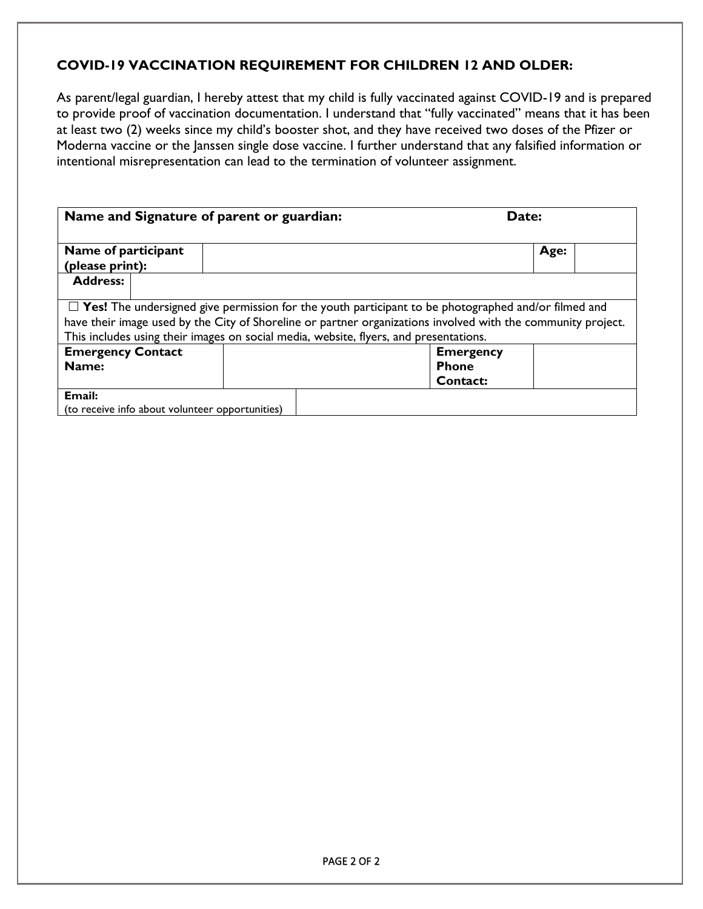## COVID-19 VACCINATION REQUIREMENT FOR CHILDREN 12 AND OLDER:

As parent/legal guardian, I hereby attest that my child is fully vaccinated against COVID-19 and is prepared to provide proof of vaccination documentation. I understand that "fully vaccinated" means that it has been at least two (2) weeks since my child's booster shot, and they have received two doses of the Pfizer or Moderna vaccine or the Janssen single dose vaccine. I further understand that any falsified information or intentional misrepresentation can lead to the termination of volunteer assignment.

| | | | |
|---|---|---|---|
| **Name and Signature of parent or guardian:** | | **Date:** | |
| **Name of participant (please print):** | | **Age:** | |
| **Address:** | | | |
| ☐ **Yes!** The undersigned give permission for the youth participant to be photographed and/or filmed and have their image used by the City of Shoreline or partner organizations involved with the community project. This includes using their images on social media, website, flyers, and presentations. | | | |
| **Emergency Contact Name:** | | **Emergency Phone Contact:** | |
| **Email:** (to receive info about volunteer opportunities) | | | |